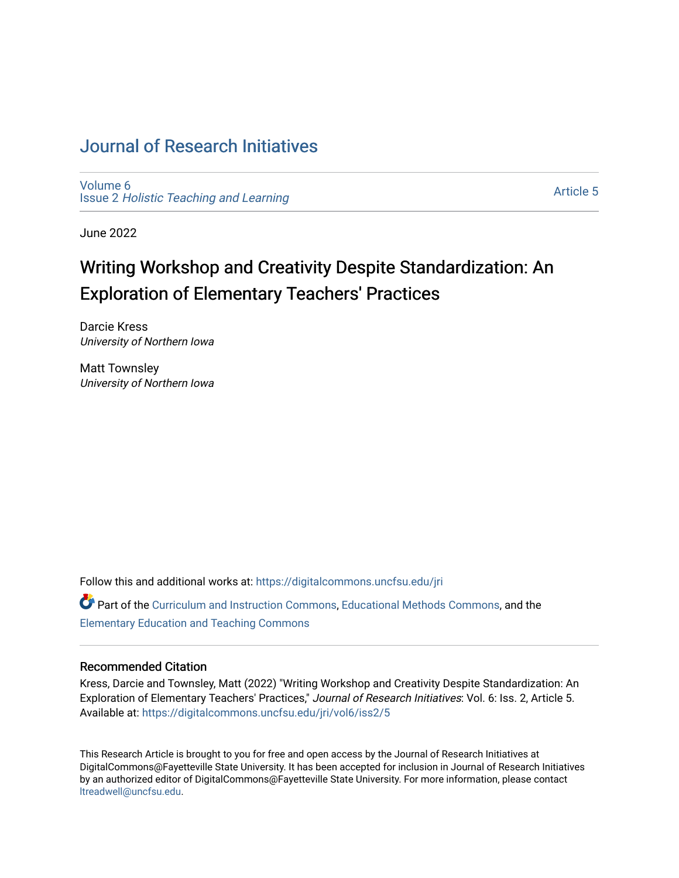# Journal of Research Initiatives

Volume 6
Issue 2 *Holistic Teaching and Learning*

Article 5

June 2022

## Writing Workshop and Creativity Despite Standardization: An Exploration of Elementary Teachers' Practices

Darcie Kress
*University of Northern Iowa*

Matt Townsley
*University of Northern Iowa*

Follow this and additional works at: https://digitalcommons.uncfsu.edu/jri

Part of the Curriculum and Instruction Commons, Educational Methods Commons, and the Elementary Education and Teaching Commons

### Recommended Citation

Kress, Darcie and Townsley, Matt (2022) "Writing Workshop and Creativity Despite Standardization: An Exploration of Elementary Teachers' Practices," *Journal of Research Initiatives*: Vol. 6: Iss. 2, Article 5. Available at: https://digitalcommons.uncfsu.edu/jri/vol6/iss2/5

This Research Article is brought to you for free and open access by the Journal of Research Initiatives at DigitalCommons@Fayetteville State University. It has been accepted for inclusion in Journal of Research Initiatives by an authorized editor of DigitalCommons@Fayetteville State University. For more information, please contact ltreadwell@uncfsu.edu.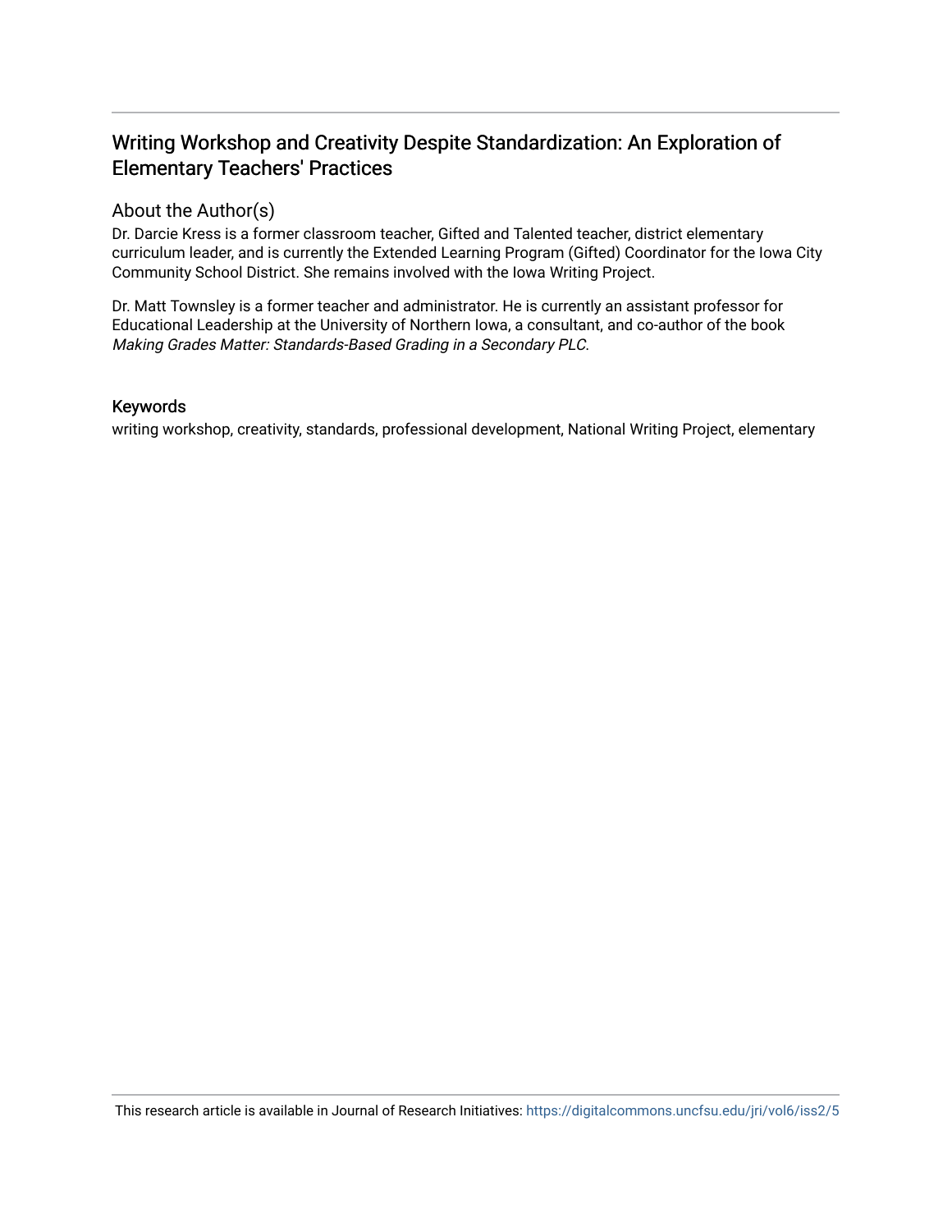# Writing Workshop and Creativity Despite Standardization: An Exploration of Elementary Teachers' Practices

## About the Author(s)

Dr. Darcie Kress is a former classroom teacher, Gifted and Talented teacher, district elementary curriculum leader, and is currently the Extended Learning Program (Gifted) Coordinator for the Iowa City Community School District. She remains involved with the Iowa Writing Project.

Dr. Matt Townsley is a former teacher and administrator. He is currently an assistant professor for Educational Leadership at the University of Northern Iowa, a consultant, and co-author of the book *Making Grades Matter: Standards-Based Grading in a Secondary PLC*.

## Keywords

writing workshop, creativity, standards, professional development, National Writing Project, elementary

This research article is available in Journal of Research Initiatives: https://digitalcommons.uncfsu.edu/jri/vol6/iss2/5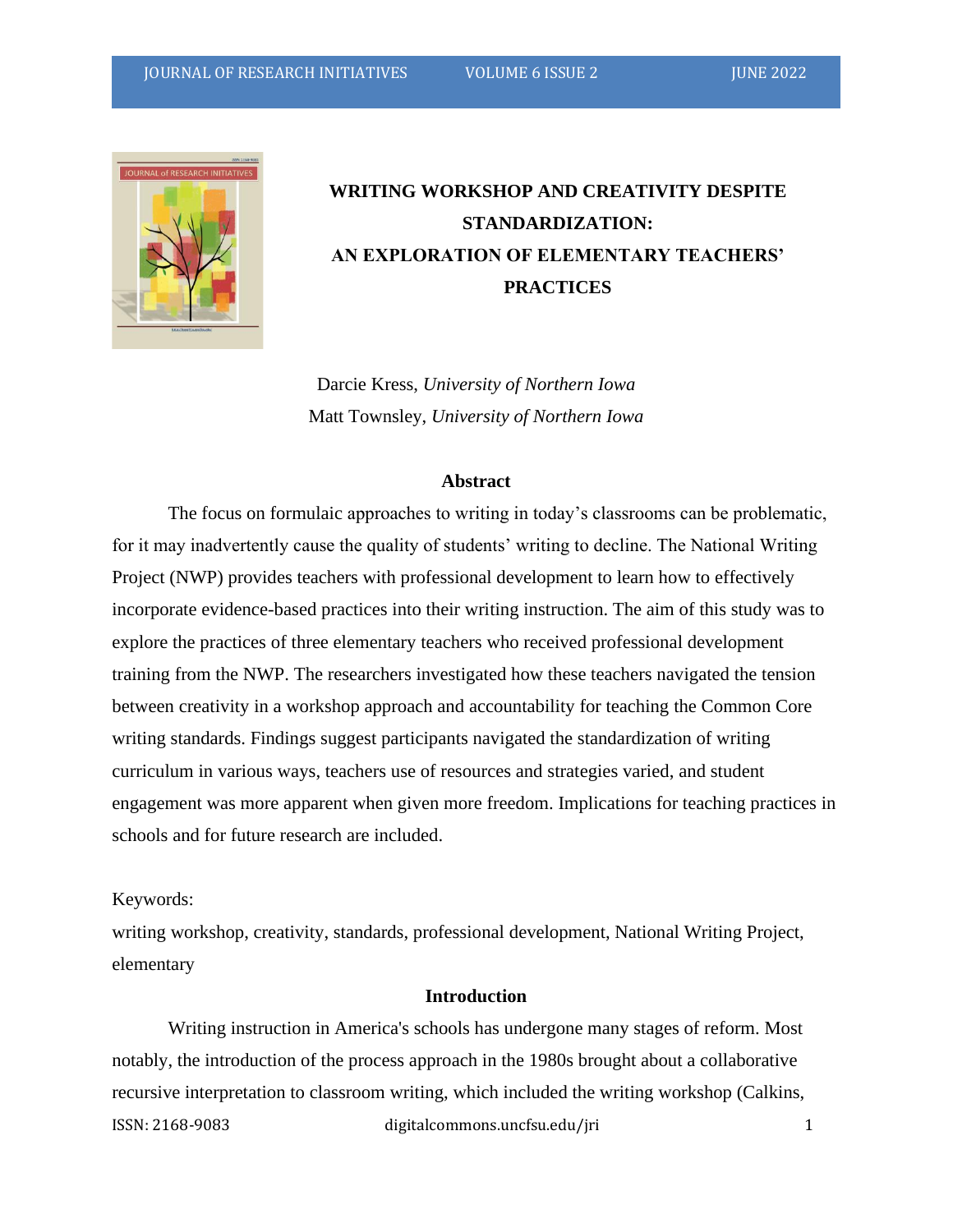# WRITING WORKSHOP AND CREATIVITY DESPITE STANDARDIZATION: AN EXPLORATION OF ELEMENTARY TEACHERS' PRACTICES

Darcie Kress, *University of Northern Iowa*
Matt Townsley, *University of Northern Iowa*

## Abstract

The focus on formulaic approaches to writing in today's classrooms can be problematic, for it may inadvertently cause the quality of students' writing to decline. The National Writing Project (NWP) provides teachers with professional development to learn how to effectively incorporate evidence-based practices into their writing instruction. The aim of this study was to explore the practices of three elementary teachers who received professional development training from the NWP. The researchers investigated how these teachers navigated the tension between creativity in a workshop approach and accountability for teaching the Common Core writing standards. Findings suggest participants navigated the standardization of writing curriculum in various ways, teachers use of resources and strategies varied, and student engagement was more apparent when given more freedom. Implications for teaching practices in schools and for future research are included.

Keywords:
writing workshop, creativity, standards, professional development, National Writing Project, elementary

## Introduction

Writing instruction in America's schools has undergone many stages of reform. Most notably, the introduction of the process approach in the 1980s brought about a collaborative recursive interpretation to classroom writing, which included the writing workshop (Calkins,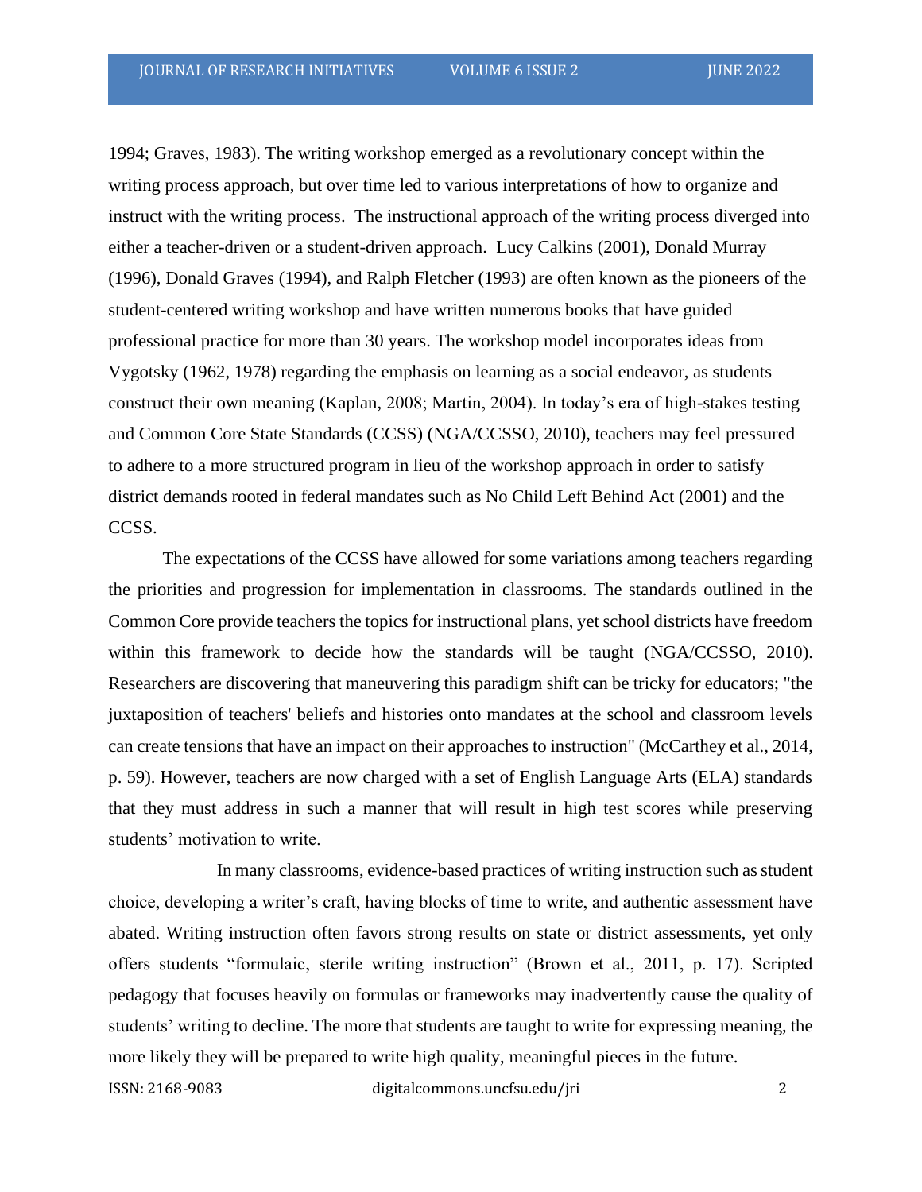1994; Graves, 1983). The writing workshop emerged as a revolutionary concept within the writing process approach, but over time led to various interpretations of how to organize and instruct with the writing process. The instructional approach of the writing process diverged into either a teacher-driven or a student-driven approach. Lucy Calkins (2001), Donald Murray (1996), Donald Graves (1994), and Ralph Fletcher (1993) are often known as the pioneers of the student-centered writing workshop and have written numerous books that have guided professional practice for more than 30 years. The workshop model incorporates ideas from Vygotsky (1962, 1978) regarding the emphasis on learning as a social endeavor, as students construct their own meaning (Kaplan, 2008; Martin, 2004). In today's era of high-stakes testing and Common Core State Standards (CCSS) (NGA/CCSSO, 2010), teachers may feel pressured to adhere to a more structured program in lieu of the workshop approach in order to satisfy district demands rooted in federal mandates such as No Child Left Behind Act (2001) and the CCSS.

The expectations of the CCSS have allowed for some variations among teachers regarding the priorities and progression for implementation in classrooms. The standards outlined in the Common Core provide teachers the topics for instructional plans, yet school districts have freedom within this framework to decide how the standards will be taught (NGA/CCSSO, 2010). Researchers are discovering that maneuvering this paradigm shift can be tricky for educators; "the juxtaposition of teachers' beliefs and histories onto mandates at the school and classroom levels can create tensions that have an impact on their approaches to instruction" (McCarthey et al., 2014, p. 59). However, teachers are now charged with a set of English Language Arts (ELA) standards that they must address in such a manner that will result in high test scores while preserving students' motivation to write.

In many classrooms, evidence-based practices of writing instruction such as student choice, developing a writer's craft, having blocks of time to write, and authentic assessment have abated. Writing instruction often favors strong results on state or district assessments, yet only offers students "formulaic, sterile writing instruction" (Brown et al., 2011, p. 17). Scripted pedagogy that focuses heavily on formulas or frameworks may inadvertently cause the quality of students' writing to decline. The more that students are taught to write for expressing meaning, the more likely they will be prepared to write high quality, meaningful pieces in the future.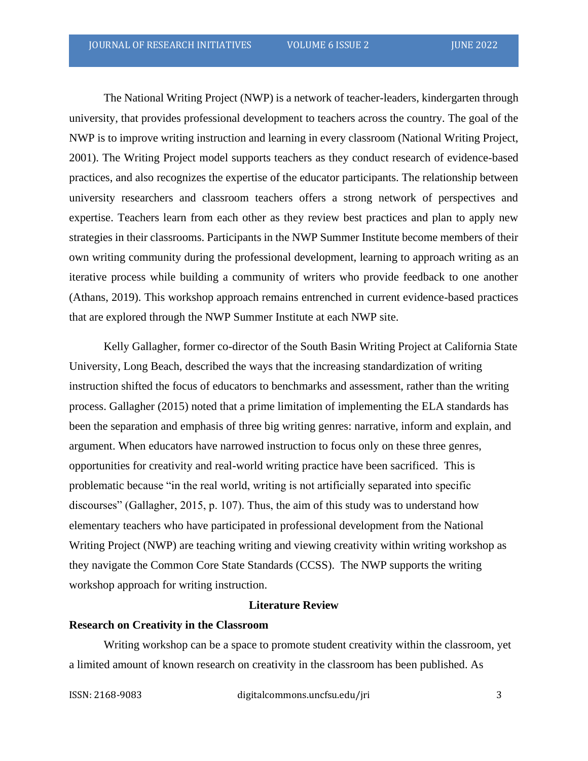The National Writing Project (NWP) is a network of teacher-leaders, kindergarten through university, that provides professional development to teachers across the country. The goal of the NWP is to improve writing instruction and learning in every classroom (National Writing Project, 2001). The Writing Project model supports teachers as they conduct research of evidence-based practices, and also recognizes the expertise of the educator participants. The relationship between university researchers and classroom teachers offers a strong network of perspectives and expertise. Teachers learn from each other as they review best practices and plan to apply new strategies in their classrooms. Participants in the NWP Summer Institute become members of their own writing community during the professional development, learning to approach writing as an iterative process while building a community of writers who provide feedback to one another (Athans, 2019). This workshop approach remains entrenched in current evidence-based practices that are explored through the NWP Summer Institute at each NWP site.

Kelly Gallagher, former co-director of the South Basin Writing Project at California State University, Long Beach, described the ways that the increasing standardization of writing instruction shifted the focus of educators to benchmarks and assessment, rather than the writing process. Gallagher (2015) noted that a prime limitation of implementing the ELA standards has been the separation and emphasis of three big writing genres: narrative, inform and explain, and argument. When educators have narrowed instruction to focus only on these three genres, opportunities for creativity and real-world writing practice have been sacrificed. This is problematic because "in the real world, writing is not artificially separated into specific discourses" (Gallagher, 2015, p. 107). Thus, the aim of this study was to understand how elementary teachers who have participated in professional development from the National Writing Project (NWP) are teaching writing and viewing creativity within writing workshop as they navigate the Common Core State Standards (CCSS). The NWP supports the writing workshop approach for writing instruction.

## Literature Review

### Research on Creativity in the Classroom

Writing workshop can be a space to promote student creativity within the classroom, yet a limited amount of known research on creativity in the classroom has been published. As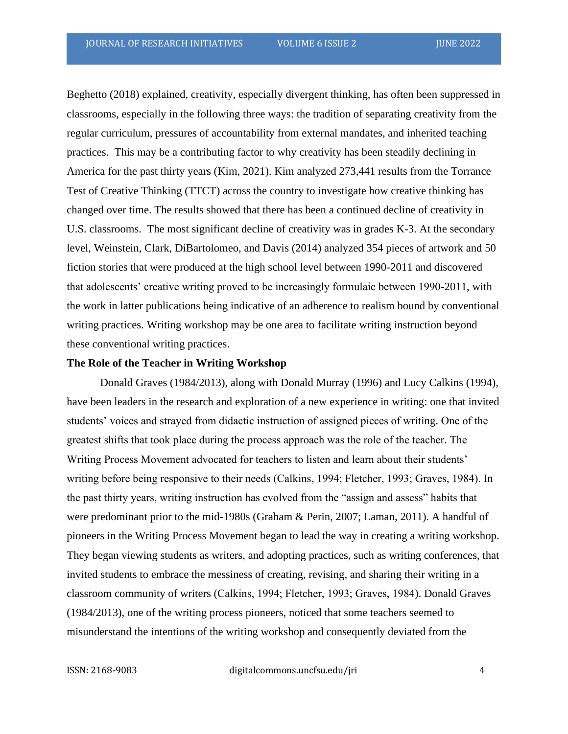Beghetto (2018) explained, creativity, especially divergent thinking, has often been suppressed in classrooms, especially in the following three ways: the tradition of separating creativity from the regular curriculum, pressures of accountability from external mandates, and inherited teaching practices. This may be a contributing factor to why creativity has been steadily declining in America for the past thirty years (Kim, 2021). Kim analyzed 273,441 results from the Torrance Test of Creative Thinking (TTCT) across the country to investigate how creative thinking has changed over time. The results showed that there has been a continued decline of creativity in U.S. classrooms. The most significant decline of creativity was in grades K-3. At the secondary level, Weinstein, Clark, DiBartolomeo, and Davis (2014) analyzed 354 pieces of artwork and 50 fiction stories that were produced at the high school level between 1990-2011 and discovered that adolescents' creative writing proved to be increasingly formulaic between 1990-2011, with the work in latter publications being indicative of an adherence to realism bound by conventional writing practices. Writing workshop may be one area to facilitate writing instruction beyond these conventional writing practices.

**The Role of the Teacher in Writing Workshop**

Donald Graves (1984/2013), along with Donald Murray (1996) and Lucy Calkins (1994), have been leaders in the research and exploration of a new experience in writing: one that invited students' voices and strayed from didactic instruction of assigned pieces of writing. One of the greatest shifts that took place during the process approach was the role of the teacher. The Writing Process Movement advocated for teachers to listen and learn about their students' writing before being responsive to their needs (Calkins, 1994; Fletcher, 1993; Graves, 1984). In the past thirty years, writing instruction has evolved from the "assign and assess" habits that were predominant prior to the mid-1980s (Graham & Perin, 2007; Laman, 2011). A handful of pioneers in the Writing Process Movement began to lead the way in creating a writing workshop. They began viewing students as writers, and adopting practices, such as writing conferences, that invited students to embrace the messiness of creating, revising, and sharing their writing in a classroom community of writers (Calkins, 1994; Fletcher, 1993; Graves, 1984). Donald Graves (1984/2013), one of the writing process pioneers, noticed that some teachers seemed to misunderstand the intentions of the writing workshop and consequently deviated from the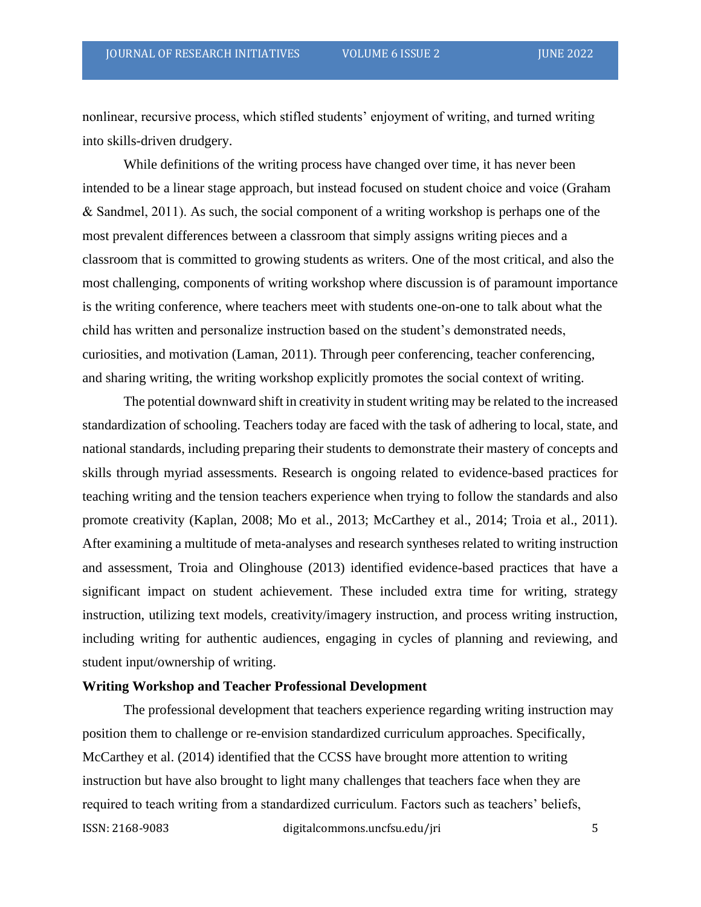nonlinear, recursive process, which stifled students' enjoyment of writing, and turned writing into skills-driven drudgery.

While definitions of the writing process have changed over time, it has never been intended to be a linear stage approach, but instead focused on student choice and voice (Graham & Sandmel, 2011). As such, the social component of a writing workshop is perhaps one of the most prevalent differences between a classroom that simply assigns writing pieces and a classroom that is committed to growing students as writers. One of the most critical, and also the most challenging, components of writing workshop where discussion is of paramount importance is the writing conference, where teachers meet with students one-on-one to talk about what the child has written and personalize instruction based on the student's demonstrated needs, curiosities, and motivation (Laman, 2011). Through peer conferencing, teacher conferencing, and sharing writing, the writing workshop explicitly promotes the social context of writing.

The potential downward shift in creativity in student writing may be related to the increased standardization of schooling. Teachers today are faced with the task of adhering to local, state, and national standards, including preparing their students to demonstrate their mastery of concepts and skills through myriad assessments. Research is ongoing related to evidence-based practices for teaching writing and the tension teachers experience when trying to follow the standards and also promote creativity (Kaplan, 2008; Mo et al., 2013; McCarthey et al., 2014; Troia et al., 2011). After examining a multitude of meta-analyses and research syntheses related to writing instruction and assessment, Troia and Olinghouse (2013) identified evidence-based practices that have a significant impact on student achievement. These included extra time for writing, strategy instruction, utilizing text models, creativity/imagery instruction, and process writing instruction, including writing for authentic audiences, engaging in cycles of planning and reviewing, and student input/ownership of writing.

**Writing Workshop and Teacher Professional Development**

The professional development that teachers experience regarding writing instruction may position them to challenge or re-envision standardized curriculum approaches. Specifically, McCarthey et al. (2014) identified that the CCSS have brought more attention to writing instruction but have also brought to light many challenges that teachers face when they are required to teach writing from a standardized curriculum. Factors such as teachers' beliefs,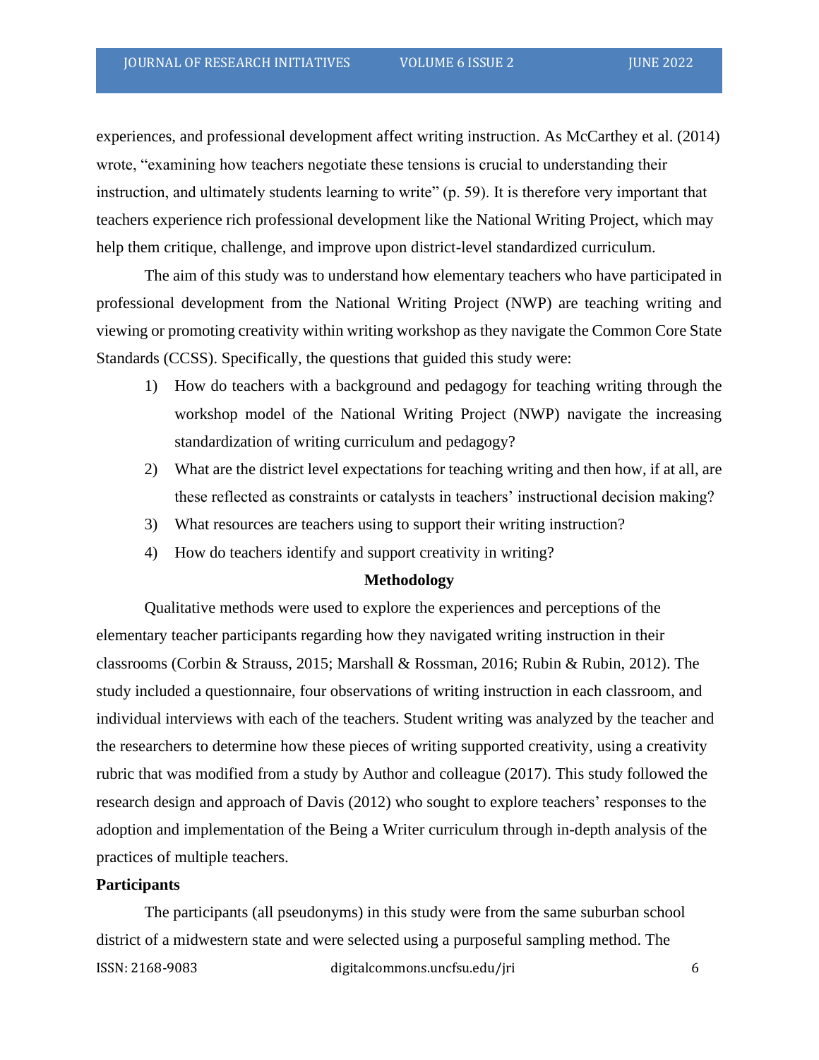experiences, and professional development affect writing instruction. As McCarthey et al. (2014) wrote, "examining how teachers negotiate these tensions is crucial to understanding their instruction, and ultimately students learning to write" (p. 59). It is therefore very important that teachers experience rich professional development like the National Writing Project, which may help them critique, challenge, and improve upon district-level standardized curriculum.

The aim of this study was to understand how elementary teachers who have participated in professional development from the National Writing Project (NWP) are teaching writing and viewing or promoting creativity within writing workshop as they navigate the Common Core State Standards (CCSS). Specifically, the questions that guided this study were:

1) How do teachers with a background and pedagogy for teaching writing through the workshop model of the National Writing Project (NWP) navigate the increasing standardization of writing curriculum and pedagogy?
2) What are the district level expectations for teaching writing and then how, if at all, are these reflected as constraints or catalysts in teachers' instructional decision making?
3) What resources are teachers using to support their writing instruction?
4) How do teachers identify and support creativity in writing?

## Methodology

Qualitative methods were used to explore the experiences and perceptions of the elementary teacher participants regarding how they navigated writing instruction in their classrooms (Corbin & Strauss, 2015; Marshall & Rossman, 2016; Rubin & Rubin, 2012). The study included a questionnaire, four observations of writing instruction in each classroom, and individual interviews with each of the teachers. Student writing was analyzed by the teacher and the researchers to determine how these pieces of writing supported creativity, using a creativity rubric that was modified from a study by Author and colleague (2017). This study followed the research design and approach of Davis (2012) who sought to explore teachers' responses to the adoption and implementation of the Being a Writer curriculum through in-depth analysis of the practices of multiple teachers.

### Participants

The participants (all pseudonyms) in this study were from the same suburban school district of a midwestern state and were selected using a purposeful sampling method. The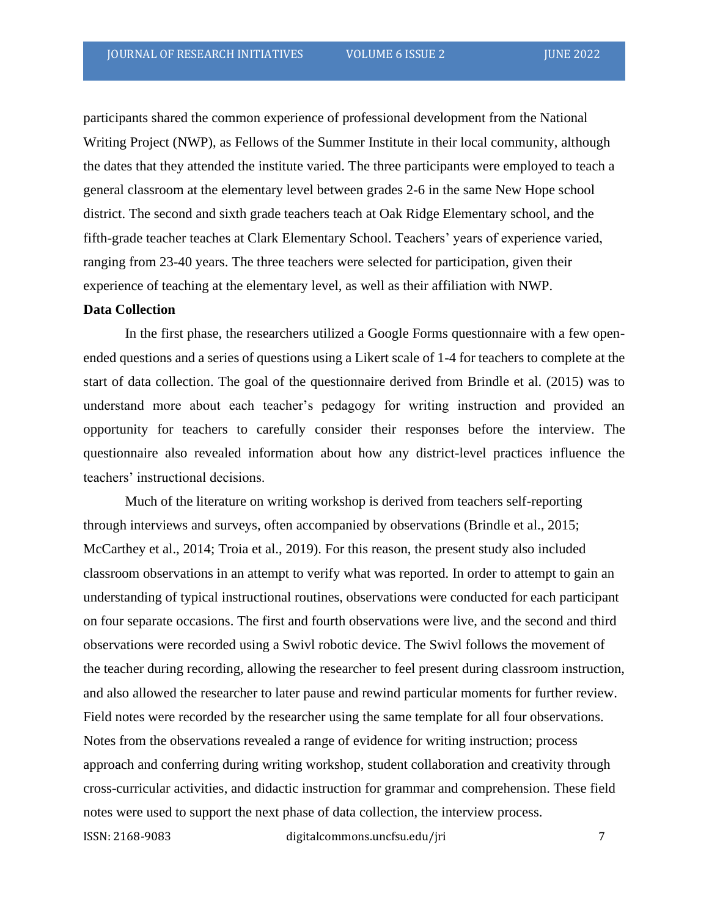participants shared the common experience of professional development from the National Writing Project (NWP), as Fellows of the Summer Institute in their local community, although the dates that they attended the institute varied. The three participants were employed to teach a general classroom at the elementary level between grades 2-6 in the same New Hope school district. The second and sixth grade teachers teach at Oak Ridge Elementary school, and the fifth-grade teacher teaches at Clark Elementary School. Teachers' years of experience varied, ranging from 23-40 years. The three teachers were selected for participation, given their experience of teaching at the elementary level, as well as their affiliation with NWP.

**Data Collection**

In the first phase, the researchers utilized a Google Forms questionnaire with a few open-ended questions and a series of questions using a Likert scale of 1-4 for teachers to complete at the start of data collection. The goal of the questionnaire derived from Brindle et al. (2015) was to understand more about each teacher's pedagogy for writing instruction and provided an opportunity for teachers to carefully consider their responses before the interview. The questionnaire also revealed information about how any district-level practices influence the teachers' instructional decisions.

Much of the literature on writing workshop is derived from teachers self-reporting through interviews and surveys, often accompanied by observations (Brindle et al., 2015; McCarthey et al., 2014; Troia et al., 2019). For this reason, the present study also included classroom observations in an attempt to verify what was reported. In order to attempt to gain an understanding of typical instructional routines, observations were conducted for each participant on four separate occasions. The first and fourth observations were live, and the second and third observations were recorded using a Swivl robotic device. The Swivl follows the movement of the teacher during recording, allowing the researcher to feel present during classroom instruction, and also allowed the researcher to later pause and rewind particular moments for further review. Field notes were recorded by the researcher using the same template for all four observations. Notes from the observations revealed a range of evidence for writing instruction; process approach and conferring during writing workshop, student collaboration and creativity through cross-curricular activities, and didactic instruction for grammar and comprehension. These field notes were used to support the next phase of data collection, the interview process.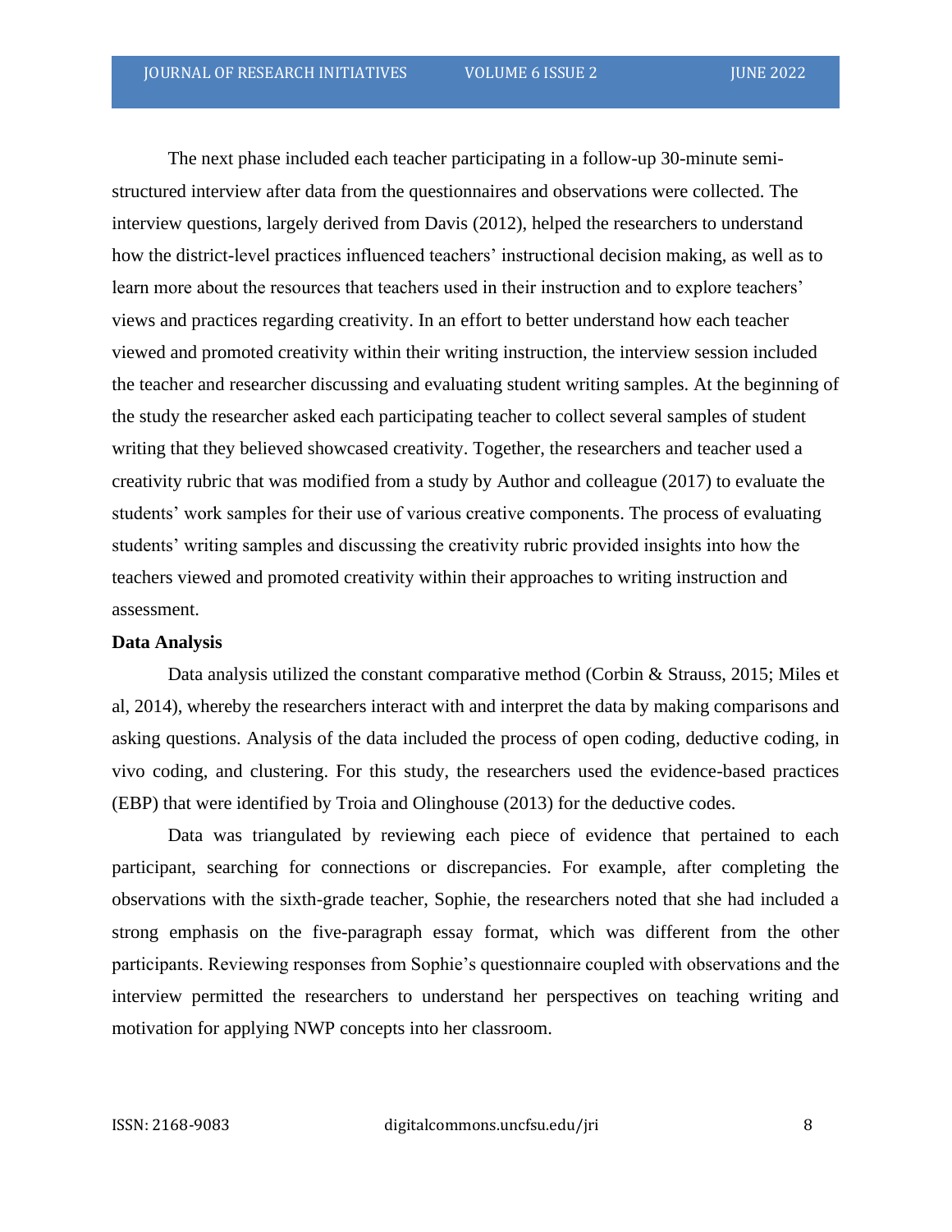The next phase included each teacher participating in a follow-up 30-minute semi-structured interview after data from the questionnaires and observations were collected. The interview questions, largely derived from Davis (2012), helped the researchers to understand how the district-level practices influenced teachers' instructional decision making, as well as to learn more about the resources that teachers used in their instruction and to explore teachers' views and practices regarding creativity. In an effort to better understand how each teacher viewed and promoted creativity within their writing instruction, the interview session included the teacher and researcher discussing and evaluating student writing samples. At the beginning of the study the researcher asked each participating teacher to collect several samples of student writing that they believed showcased creativity. Together, the researchers and teacher used a creativity rubric that was modified from a study by Author and colleague (2017) to evaluate the students' work samples for their use of various creative components. The process of evaluating students' writing samples and discussing the creativity rubric provided insights into how the teachers viewed and promoted creativity within their approaches to writing instruction and assessment.

**Data Analysis**

Data analysis utilized the constant comparative method (Corbin & Strauss, 2015; Miles et al, 2014), whereby the researchers interact with and interpret the data by making comparisons and asking questions. Analysis of the data included the process of open coding, deductive coding, in vivo coding, and clustering. For this study, the researchers used the evidence-based practices (EBP) that were identified by Troia and Olinghouse (2013) for the deductive codes.

Data was triangulated by reviewing each piece of evidence that pertained to each participant, searching for connections or discrepancies. For example, after completing the observations with the sixth-grade teacher, Sophie, the researchers noted that she had included a strong emphasis on the five-paragraph essay format, which was different from the other participants. Reviewing responses from Sophie's questionnaire coupled with observations and the interview permitted the researchers to understand her perspectives on teaching writing and motivation for applying NWP concepts into her classroom.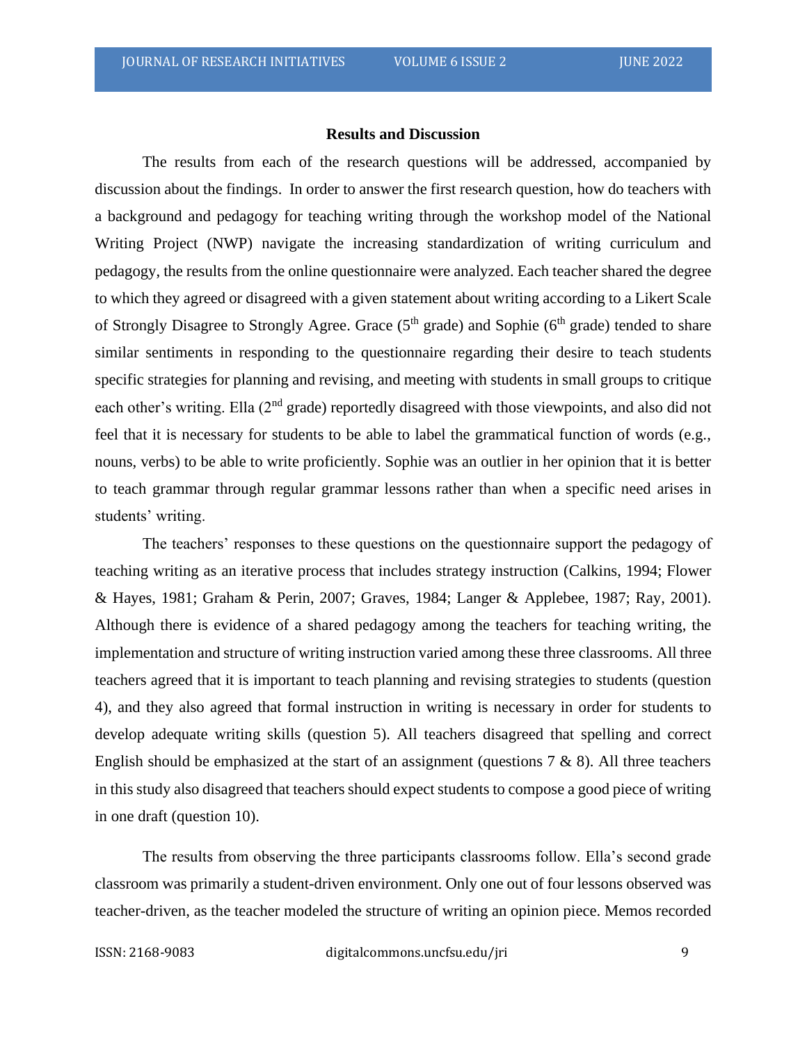## Results and Discussion

The results from each of the research questions will be addressed, accompanied by discussion about the findings. In order to answer the first research question, how do teachers with a background and pedagogy for teaching writing through the workshop model of the National Writing Project (NWP) navigate the increasing standardization of writing curriculum and pedagogy, the results from the online questionnaire were analyzed. Each teacher shared the degree to which they agreed or disagreed with a given statement about writing according to a Likert Scale of Strongly Disagree to Strongly Agree. Grace (5th grade) and Sophie (6th grade) tended to share similar sentiments in responding to the questionnaire regarding their desire to teach students specific strategies for planning and revising, and meeting with students in small groups to critique each other's writing. Ella (2nd grade) reportedly disagreed with those viewpoints, and also did not feel that it is necessary for students to be able to label the grammatical function of words (e.g., nouns, verbs) to be able to write proficiently. Sophie was an outlier in her opinion that it is better to teach grammar through regular grammar lessons rather than when a specific need arises in students' writing.

The teachers' responses to these questions on the questionnaire support the pedagogy of teaching writing as an iterative process that includes strategy instruction (Calkins, 1994; Flower & Hayes, 1981; Graham & Perin, 2007; Graves, 1984; Langer & Applebee, 1987; Ray, 2001). Although there is evidence of a shared pedagogy among the teachers for teaching writing, the implementation and structure of writing instruction varied among these three classrooms. All three teachers agreed that it is important to teach planning and revising strategies to students (question 4), and they also agreed that formal instruction in writing is necessary in order for students to develop adequate writing skills (question 5). All teachers disagreed that spelling and correct English should be emphasized at the start of an assignment (questions 7 & 8). All three teachers in this study also disagreed that teachers should expect students to compose a good piece of writing in one draft (question 10).

The results from observing the three participants classrooms follow. Ella's second grade classroom was primarily a student-driven environment. Only one out of four lessons observed was teacher-driven, as the teacher modeled the structure of writing an opinion piece. Memos recorded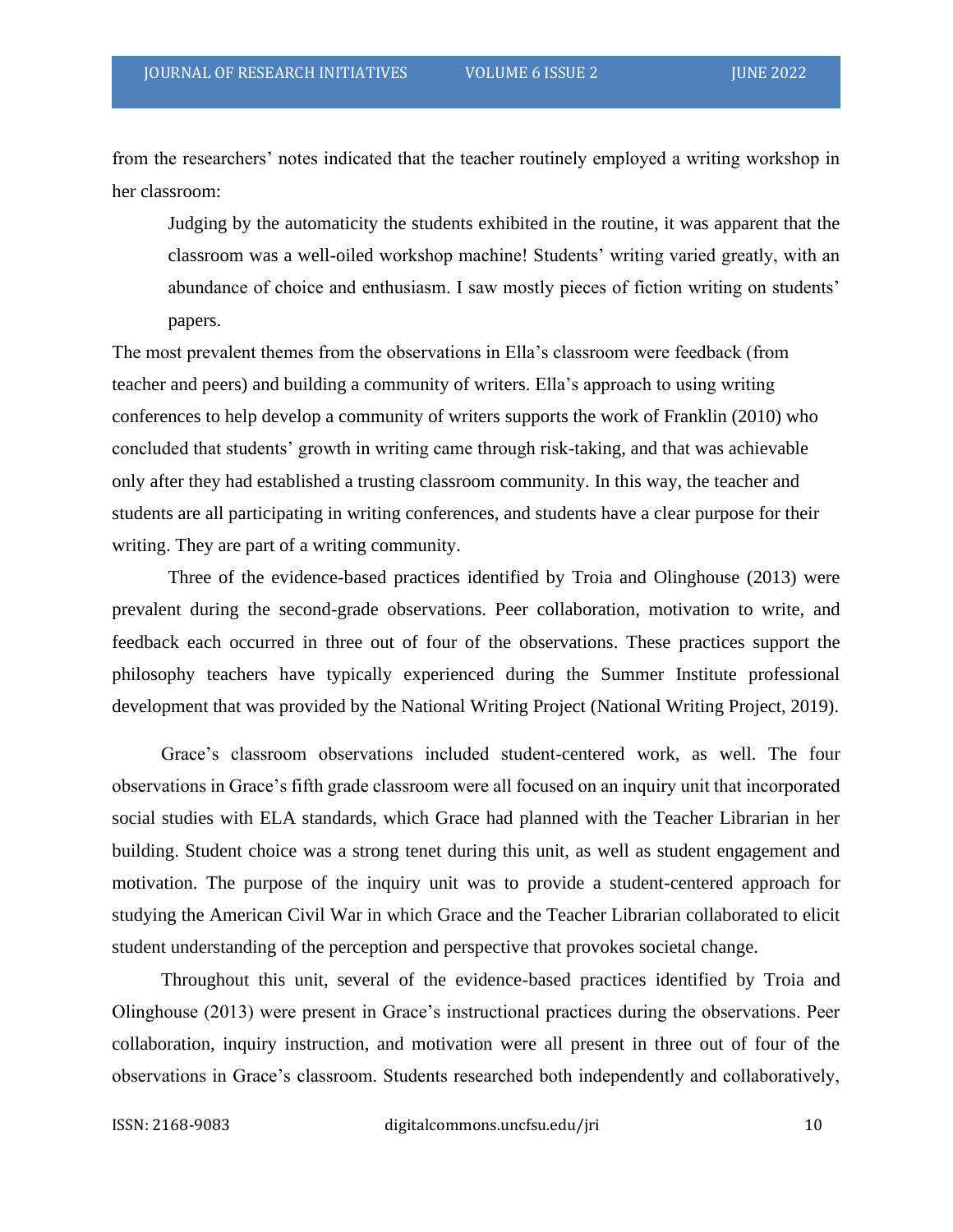from the researchers' notes indicated that the teacher routinely employed a writing workshop in her classroom:

> Judging by the automaticity the students exhibited in the routine, it was apparent that the classroom was a well-oiled workshop machine! Students' writing varied greatly, with an abundance of choice and enthusiasm. I saw mostly pieces of fiction writing on students' papers.

The most prevalent themes from the observations in Ella's classroom were feedback (from teacher and peers) and building a community of writers. Ella's approach to using writing conferences to help develop a community of writers supports the work of Franklin (2010) who concluded that students' growth in writing came through risk-taking, and that was achievable only after they had established a trusting classroom community. In this way, the teacher and students are all participating in writing conferences, and students have a clear purpose for their writing. They are part of a writing community.

Three of the evidence-based practices identified by Troia and Olinghouse (2013) were prevalent during the second-grade observations. Peer collaboration, motivation to write, and feedback each occurred in three out of four of the observations. These practices support the philosophy teachers have typically experienced during the Summer Institute professional development that was provided by the National Writing Project (National Writing Project, 2019).

Grace's classroom observations included student-centered work, as well. The four observations in Grace's fifth grade classroom were all focused on an inquiry unit that incorporated social studies with ELA standards, which Grace had planned with the Teacher Librarian in her building. Student choice was a strong tenet during this unit, as well as student engagement and motivation. The purpose of the inquiry unit was to provide a student-centered approach for studying the American Civil War in which Grace and the Teacher Librarian collaborated to elicit student understanding of the perception and perspective that provokes societal change.

Throughout this unit, several of the evidence-based practices identified by Troia and Olinghouse (2013) were present in Grace's instructional practices during the observations. Peer collaboration, inquiry instruction, and motivation were all present in three out of four of the observations in Grace's classroom. Students researched both independently and collaboratively,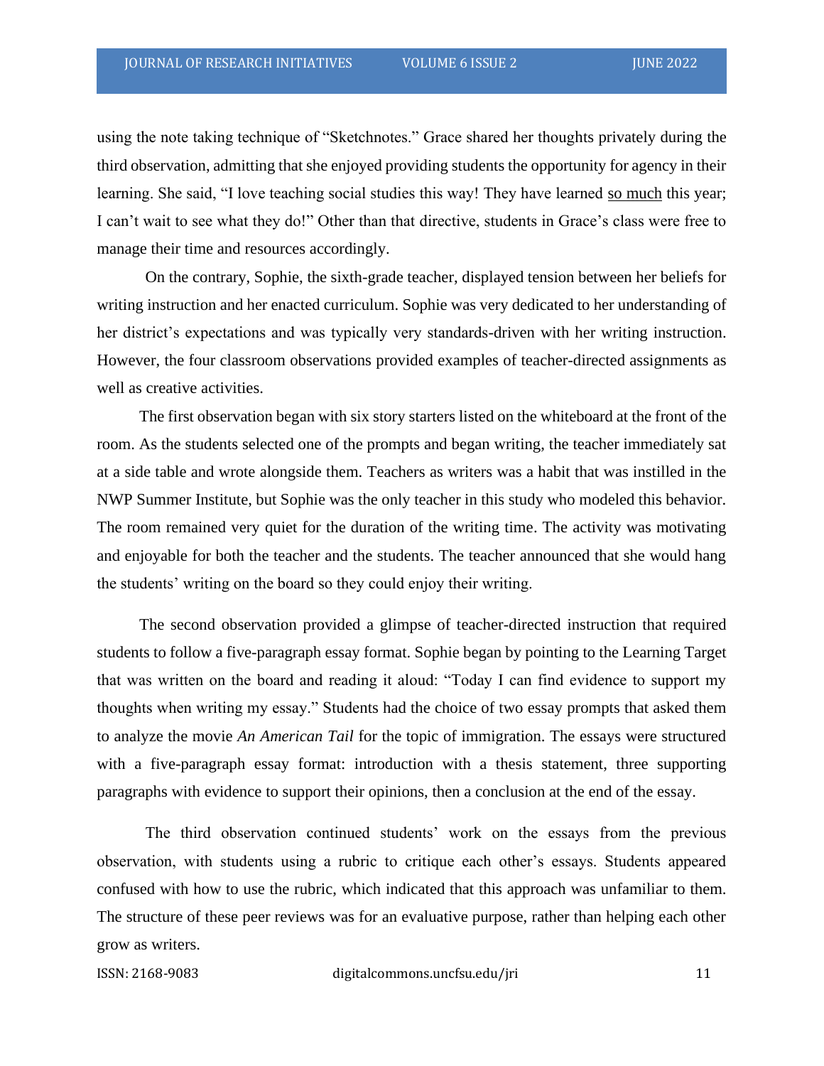using the note taking technique of "Sketchnotes." Grace shared her thoughts privately during the third observation, admitting that she enjoyed providing students the opportunity for agency in their learning. She said, "I love teaching social studies this way! They have learned so much this year; I can't wait to see what they do!" Other than that directive, students in Grace's class were free to manage their time and resources accordingly.

On the contrary, Sophie, the sixth-grade teacher, displayed tension between her beliefs for writing instruction and her enacted curriculum. Sophie was very dedicated to her understanding of her district's expectations and was typically very standards-driven with her writing instruction. However, the four classroom observations provided examples of teacher-directed assignments as well as creative activities.

The first observation began with six story starters listed on the whiteboard at the front of the room. As the students selected one of the prompts and began writing, the teacher immediately sat at a side table and wrote alongside them. Teachers as writers was a habit that was instilled in the NWP Summer Institute, but Sophie was the only teacher in this study who modeled this behavior. The room remained very quiet for the duration of the writing time. The activity was motivating and enjoyable for both the teacher and the students. The teacher announced that she would hang the students' writing on the board so they could enjoy their writing.

The second observation provided a glimpse of teacher-directed instruction that required students to follow a five-paragraph essay format. Sophie began by pointing to the Learning Target that was written on the board and reading it aloud: "Today I can find evidence to support my thoughts when writing my essay." Students had the choice of two essay prompts that asked them to analyze the movie *An American Tail* for the topic of immigration. The essays were structured with a five-paragraph essay format: introduction with a thesis statement, three supporting paragraphs with evidence to support their opinions, then a conclusion at the end of the essay.

The third observation continued students' work on the essays from the previous observation, with students using a rubric to critique each other's essays. Students appeared confused with how to use the rubric, which indicated that this approach was unfamiliar to them. The structure of these peer reviews was for an evaluative purpose, rather than helping each other grow as writers.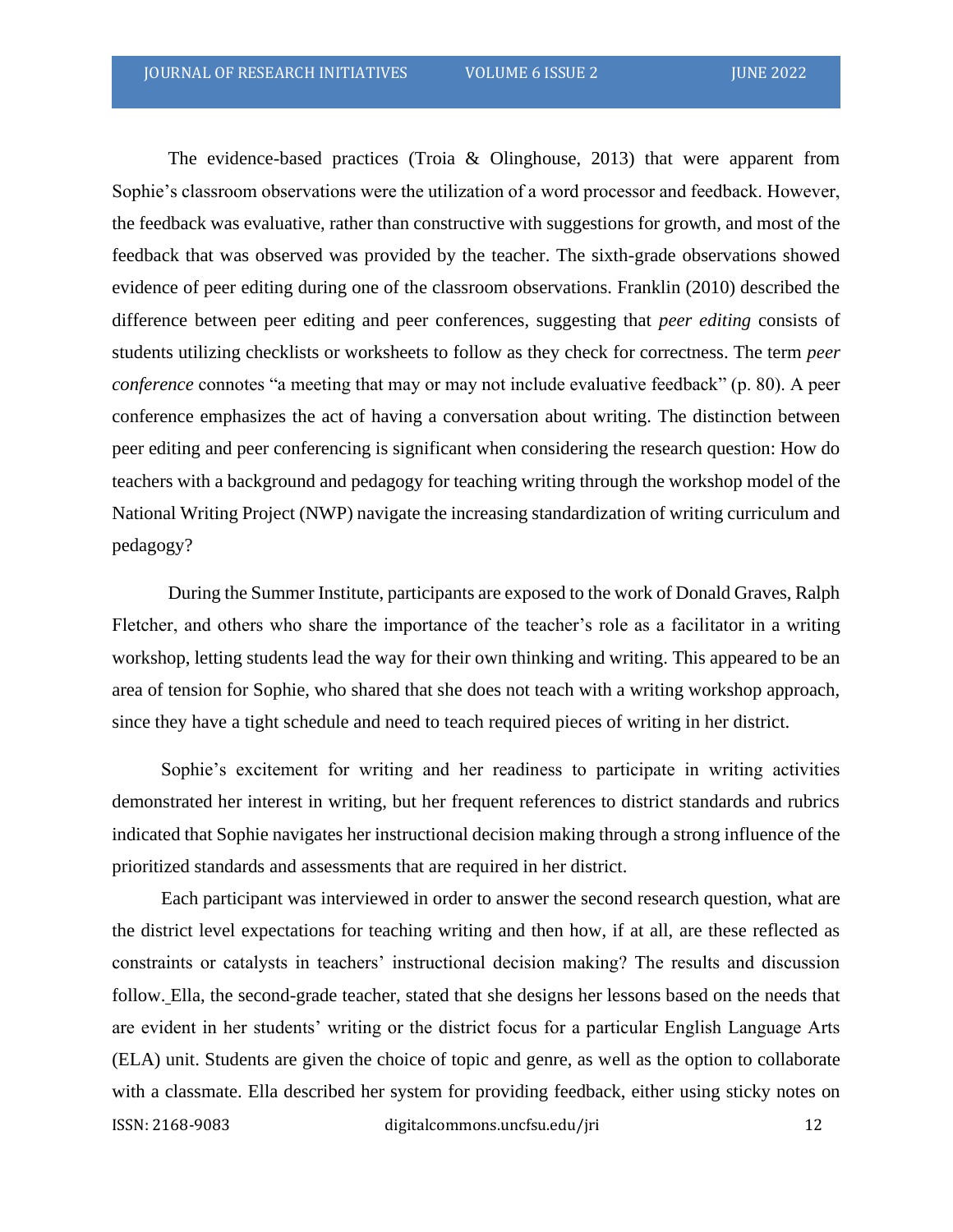The evidence-based practices (Troia & Olinghouse, 2013) that were apparent from Sophie's classroom observations were the utilization of a word processor and feedback. However, the feedback was evaluative, rather than constructive with suggestions for growth, and most of the feedback that was observed was provided by the teacher. The sixth-grade observations showed evidence of peer editing during one of the classroom observations. Franklin (2010) described the difference between peer editing and peer conferences, suggesting that *peer editing* consists of students utilizing checklists or worksheets to follow as they check for correctness. The term *peer conference* connotes "a meeting that may or may not include evaluative feedback" (p. 80). A peer conference emphasizes the act of having a conversation about writing. The distinction between peer editing and peer conferencing is significant when considering the research question: How do teachers with a background and pedagogy for teaching writing through the workshop model of the National Writing Project (NWP) navigate the increasing standardization of writing curriculum and pedagogy?

During the Summer Institute, participants are exposed to the work of Donald Graves, Ralph Fletcher, and others who share the importance of the teacher's role as a facilitator in a writing workshop, letting students lead the way for their own thinking and writing. This appeared to be an area of tension for Sophie, who shared that she does not teach with a writing workshop approach, since they have a tight schedule and need to teach required pieces of writing in her district.

Sophie's excitement for writing and her readiness to participate in writing activities demonstrated her interest in writing, but her frequent references to district standards and rubrics indicated that Sophie navigates her instructional decision making through a strong influence of the prioritized standards and assessments that are required in her district.

Each participant was interviewed in order to answer the second research question, what are the district level expectations for teaching writing and then how, if at all, are these reflected as constraints or catalysts in teachers' instructional decision making? The results and discussion follow. Ella, the second-grade teacher, stated that she designs her lessons based on the needs that are evident in her students' writing or the district focus for a particular English Language Arts (ELA) unit. Students are given the choice of topic and genre, as well as the option to collaborate with a classmate. Ella described her system for providing feedback, either using sticky notes on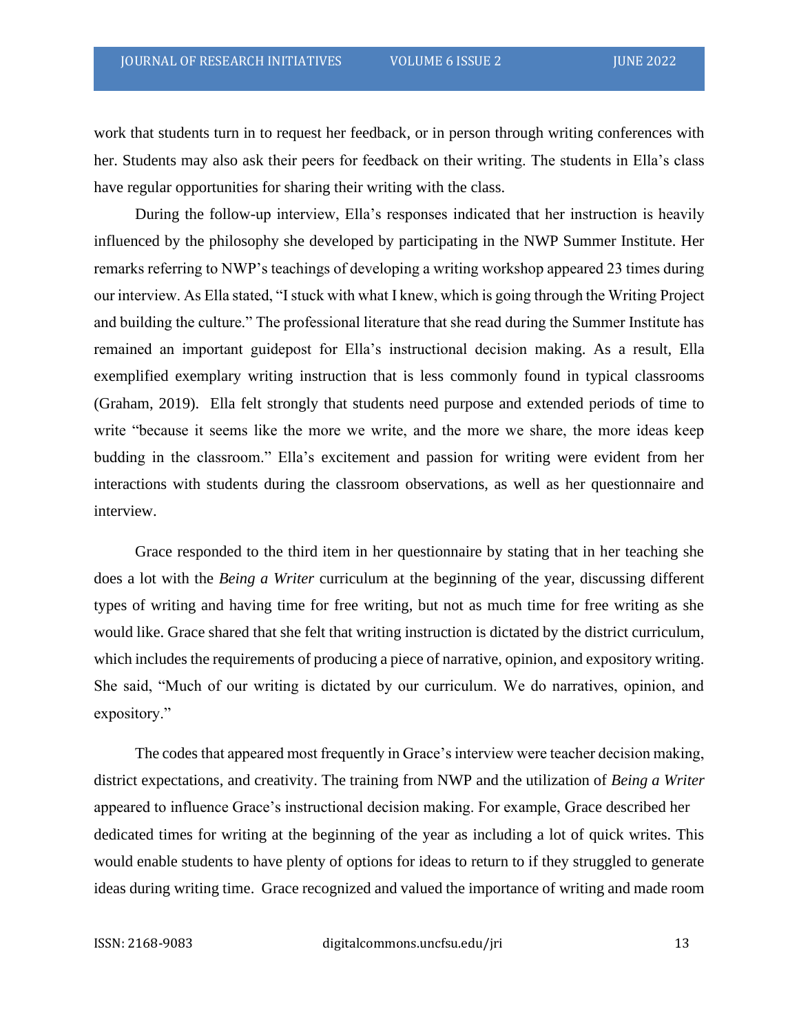work that students turn in to request her feedback, or in person through writing conferences with her. Students may also ask their peers for feedback on their writing. The students in Ella's class have regular opportunities for sharing their writing with the class.

During the follow-up interview, Ella's responses indicated that her instruction is heavily influenced by the philosophy she developed by participating in the NWP Summer Institute. Her remarks referring to NWP's teachings of developing a writing workshop appeared 23 times during our interview. As Ella stated, "I stuck with what I knew, which is going through the Writing Project and building the culture." The professional literature that she read during the Summer Institute has remained an important guidepost for Ella's instructional decision making. As a result, Ella exemplified exemplary writing instruction that is less commonly found in typical classrooms (Graham, 2019). Ella felt strongly that students need purpose and extended periods of time to write "because it seems like the more we write, and the more we share, the more ideas keep budding in the classroom." Ella's excitement and passion for writing were evident from her interactions with students during the classroom observations, as well as her questionnaire and interview.

Grace responded to the third item in her questionnaire by stating that in her teaching she does a lot with the *Being a Writer* curriculum at the beginning of the year, discussing different types of writing and having time for free writing, but not as much time for free writing as she would like. Grace shared that she felt that writing instruction is dictated by the district curriculum, which includes the requirements of producing a piece of narrative, opinion, and expository writing. She said, "Much of our writing is dictated by our curriculum. We do narratives, opinion, and expository."

The codes that appeared most frequently in Grace's interview were teacher decision making, district expectations, and creativity. The training from NWP and the utilization of *Being a Writer* appeared to influence Grace's instructional decision making. For example, Grace described her dedicated times for writing at the beginning of the year as including a lot of quick writes. This would enable students to have plenty of options for ideas to return to if they struggled to generate ideas during writing time. Grace recognized and valued the importance of writing and made room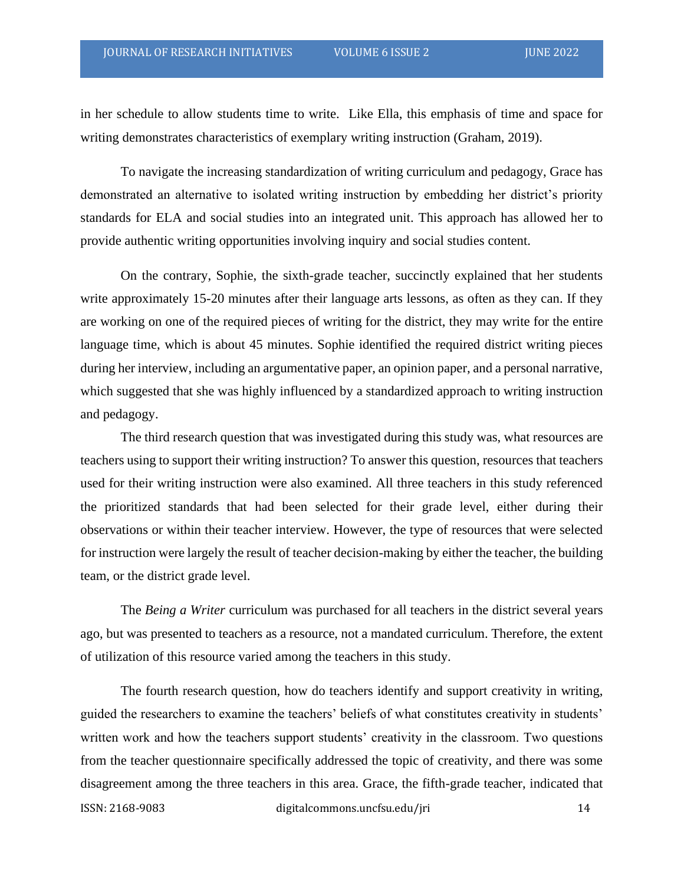in her schedule to allow students time to write. Like Ella, this emphasis of time and space for writing demonstrates characteristics of exemplary writing instruction (Graham, 2019).

To navigate the increasing standardization of writing curriculum and pedagogy, Grace has demonstrated an alternative to isolated writing instruction by embedding her district's priority standards for ELA and social studies into an integrated unit. This approach has allowed her to provide authentic writing opportunities involving inquiry and social studies content.

On the contrary, Sophie, the sixth-grade teacher, succinctly explained that her students write approximately 15-20 minutes after their language arts lessons, as often as they can. If they are working on one of the required pieces of writing for the district, they may write for the entire language time, which is about 45 minutes. Sophie identified the required district writing pieces during her interview, including an argumentative paper, an opinion paper, and a personal narrative, which suggested that she was highly influenced by a standardized approach to writing instruction and pedagogy.

The third research question that was investigated during this study was, what resources are teachers using to support their writing instruction? To answer this question, resources that teachers used for their writing instruction were also examined. All three teachers in this study referenced the prioritized standards that had been selected for their grade level, either during their observations or within their teacher interview. However, the type of resources that were selected for instruction were largely the result of teacher decision-making by either the teacher, the building team, or the district grade level.

The *Being a Writer* curriculum was purchased for all teachers in the district several years ago, but was presented to teachers as a resource, not a mandated curriculum. Therefore, the extent of utilization of this resource varied among the teachers in this study.

The fourth research question, how do teachers identify and support creativity in writing, guided the researchers to examine the teachers' beliefs of what constitutes creativity in students' written work and how the teachers support students' creativity in the classroom. Two questions from the teacher questionnaire specifically addressed the topic of creativity, and there was some disagreement among the three teachers in this area. Grace, the fifth-grade teacher, indicated that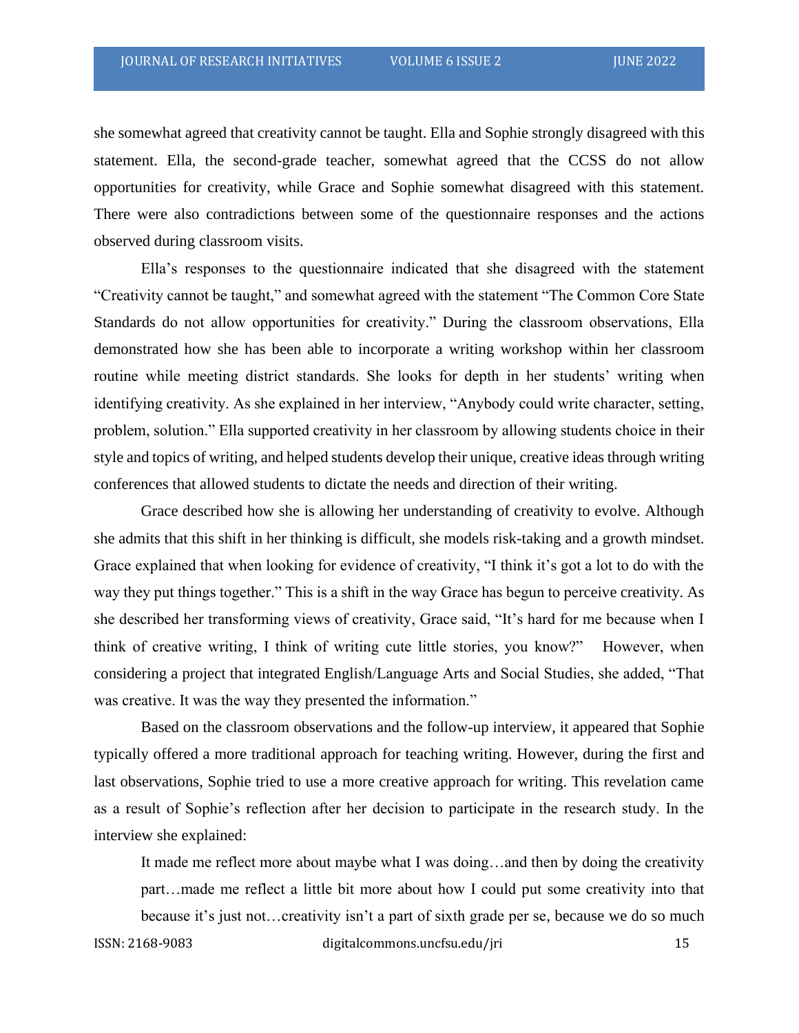she somewhat agreed that creativity cannot be taught. Ella and Sophie strongly disagreed with this statement. Ella, the second-grade teacher, somewhat agreed that the CCSS do not allow opportunities for creativity, while Grace and Sophie somewhat disagreed with this statement. There were also contradictions between some of the questionnaire responses and the actions observed during classroom visits.

Ella's responses to the questionnaire indicated that she disagreed with the statement "Creativity cannot be taught," and somewhat agreed with the statement "The Common Core State Standards do not allow opportunities for creativity." During the classroom observations, Ella demonstrated how she has been able to incorporate a writing workshop within her classroom routine while meeting district standards. She looks for depth in her students' writing when identifying creativity. As she explained in her interview, "Anybody could write character, setting, problem, solution." Ella supported creativity in her classroom by allowing students choice in their style and topics of writing, and helped students develop their unique, creative ideas through writing conferences that allowed students to dictate the needs and direction of their writing.

Grace described how she is allowing her understanding of creativity to evolve. Although she admits that this shift in her thinking is difficult, she models risk-taking and a growth mindset. Grace explained that when looking for evidence of creativity, "I think it's got a lot to do with the way they put things together." This is a shift in the way Grace has begun to perceive creativity. As she described her transforming views of creativity, Grace said, "It's hard for me because when I think of creative writing, I think of writing cute little stories, you know?" However, when considering a project that integrated English/Language Arts and Social Studies, she added, "That was creative. It was the way they presented the information."

Based on the classroom observations and the follow-up interview, it appeared that Sophie typically offered a more traditional approach for teaching writing. However, during the first and last observations, Sophie tried to use a more creative approach for writing. This revelation came as a result of Sophie's reflection after her decision to participate in the research study. In the interview she explained:

> It made me reflect more about maybe what I was doing…and then by doing the creativity part…made me reflect a little bit more about how I could put some creativity into that because it's just not…creativity isn't a part of sixth grade per se, because we do so much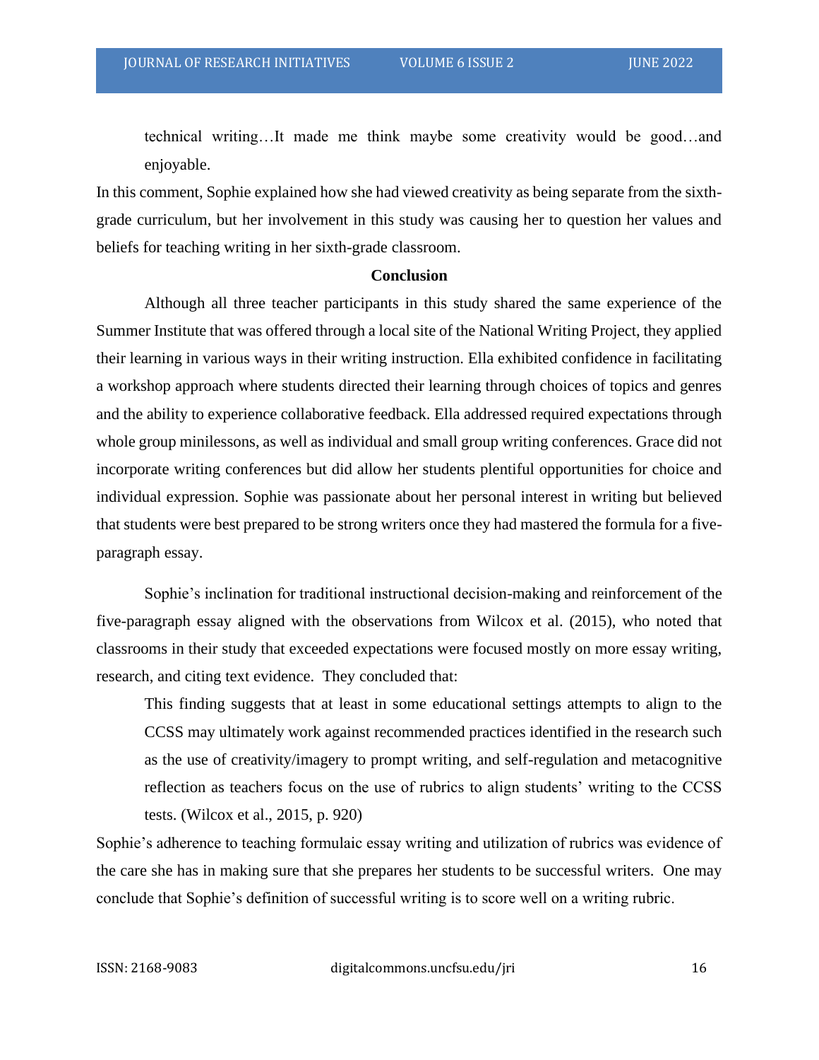> technical writing…It made me think maybe some creativity would be good…and enjoyable.

In this comment, Sophie explained how she had viewed creativity as being separate from the sixth-grade curriculum, but her involvement in this study was causing her to question her values and beliefs for teaching writing in her sixth-grade classroom.

## Conclusion

Although all three teacher participants in this study shared the same experience of the Summer Institute that was offered through a local site of the National Writing Project, they applied their learning in various ways in their writing instruction. Ella exhibited confidence in facilitating a workshop approach where students directed their learning through choices of topics and genres and the ability to experience collaborative feedback. Ella addressed required expectations through whole group minilessons, as well as individual and small group writing conferences. Grace did not incorporate writing conferences but did allow her students plentiful opportunities for choice and individual expression. Sophie was passionate about her personal interest in writing but believed that students were best prepared to be strong writers once they had mastered the formula for a five-paragraph essay.

Sophie's inclination for traditional instructional decision-making and reinforcement of the five-paragraph essay aligned with the observations from Wilcox et al. (2015), who noted that classrooms in their study that exceeded expectations were focused mostly on more essay writing, research, and citing text evidence. They concluded that:

> This finding suggests that at least in some educational settings attempts to align to the CCSS may ultimately work against recommended practices identified in the research such as the use of creativity/imagery to prompt writing, and self-regulation and metacognitive reflection as teachers focus on the use of rubrics to align students' writing to the CCSS tests. (Wilcox et al., 2015, p. 920)

Sophie's adherence to teaching formulaic essay writing and utilization of rubrics was evidence of the care she has in making sure that she prepares her students to be successful writers. One may conclude that Sophie's definition of successful writing is to score well on a writing rubric.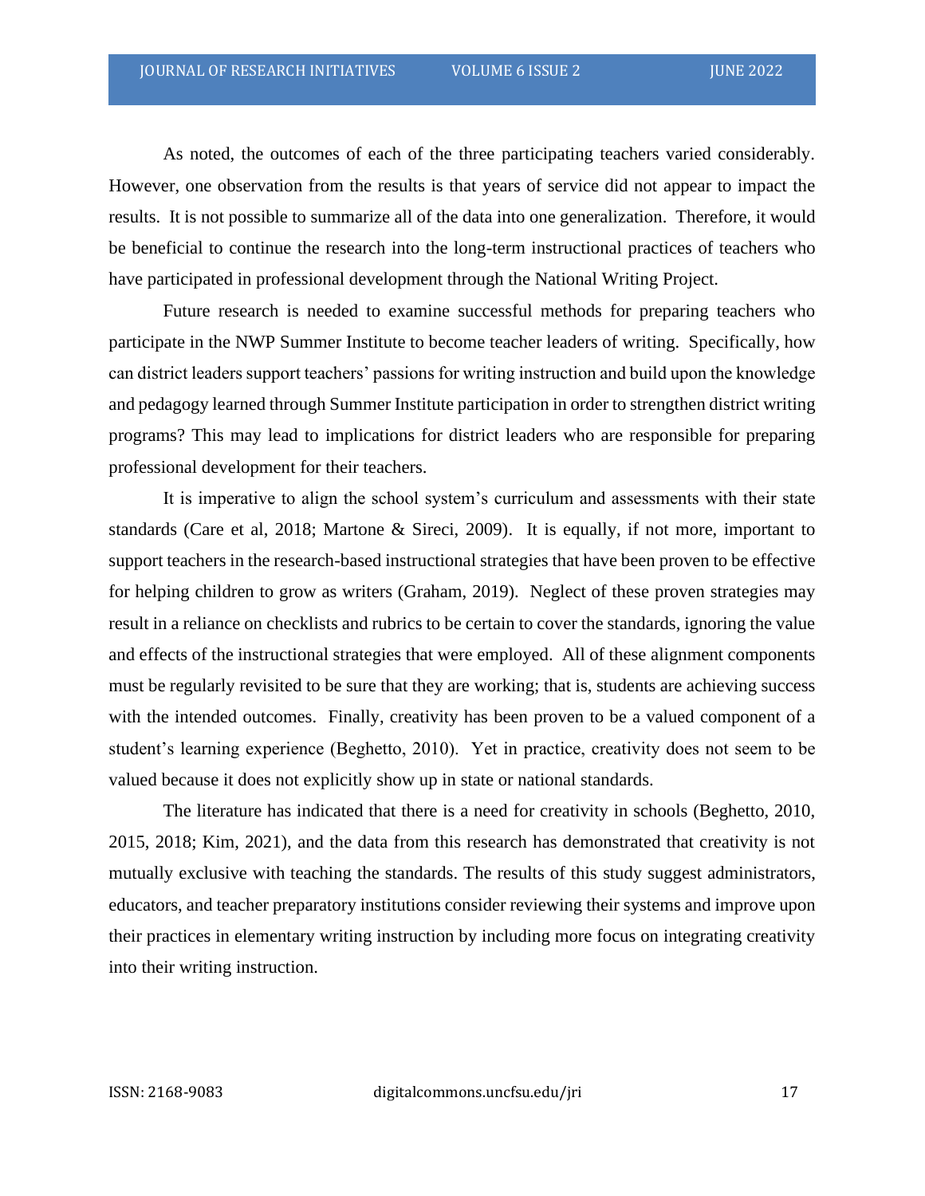As noted, the outcomes of each of the three participating teachers varied considerably. However, one observation from the results is that years of service did not appear to impact the results. It is not possible to summarize all of the data into one generalization. Therefore, it would be beneficial to continue the research into the long-term instructional practices of teachers who have participated in professional development through the National Writing Project.

Future research is needed to examine successful methods for preparing teachers who participate in the NWP Summer Institute to become teacher leaders of writing. Specifically, how can district leaders support teachers' passions for writing instruction and build upon the knowledge and pedagogy learned through Summer Institute participation in order to strengthen district writing programs? This may lead to implications for district leaders who are responsible for preparing professional development for their teachers.

It is imperative to align the school system's curriculum and assessments with their state standards (Care et al, 2018; Martone & Sireci, 2009). It is equally, if not more, important to support teachers in the research-based instructional strategies that have been proven to be effective for helping children to grow as writers (Graham, 2019). Neglect of these proven strategies may result in a reliance on checklists and rubrics to be certain to cover the standards, ignoring the value and effects of the instructional strategies that were employed. All of these alignment components must be regularly revisited to be sure that they are working; that is, students are achieving success with the intended outcomes. Finally, creativity has been proven to be a valued component of a student's learning experience (Beghetto, 2010). Yet in practice, creativity does not seem to be valued because it does not explicitly show up in state or national standards.

The literature has indicated that there is a need for creativity in schools (Beghetto, 2010, 2015, 2018; Kim, 2021), and the data from this research has demonstrated that creativity is not mutually exclusive with teaching the standards. The results of this study suggest administrators, educators, and teacher preparatory institutions consider reviewing their systems and improve upon their practices in elementary writing instruction by including more focus on integrating creativity into their writing instruction.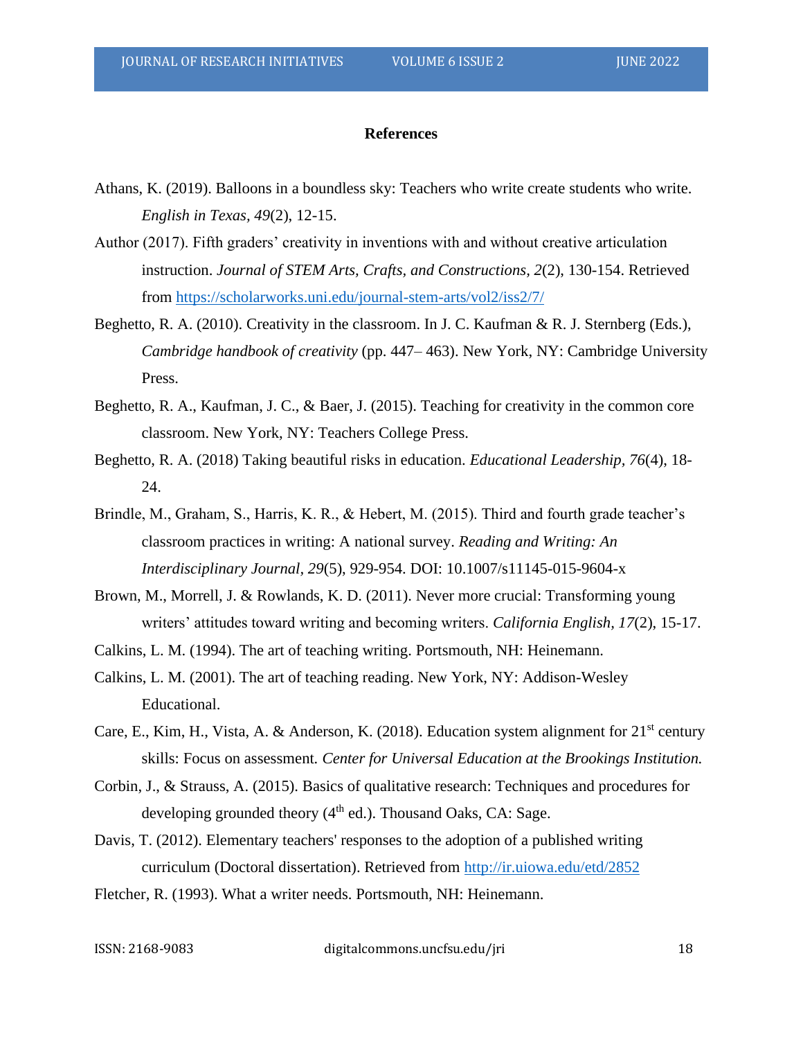**References**

Athans, K. (2019). Balloons in a boundless sky: Teachers who write create students who write. *English in Texas, 49*(2), 12-15.

Author (2017). Fifth graders' creativity in inventions with and without creative articulation instruction. *Journal of STEM Arts, Crafts, and Constructions, 2*(2), 130-154. Retrieved from https://scholarworks.uni.edu/journal-stem-arts/vol2/iss2/7/

Beghetto, R. A. (2010). Creativity in the classroom. In J. C. Kaufman & R. J. Sternberg (Eds.), *Cambridge handbook of creativity* (pp. 447– 463). New York, NY: Cambridge University Press.

Beghetto, R. A., Kaufman, J. C., & Baer, J. (2015). Teaching for creativity in the common core classroom. New York, NY: Teachers College Press.

Beghetto, R. A. (2018) Taking beautiful risks in education. *Educational Leadership, 76*(4), 18-24.

Brindle, M., Graham, S., Harris, K. R., & Hebert, M. (2015). Third and fourth grade teacher's classroom practices in writing: A national survey. *Reading and Writing: An Interdisciplinary Journal, 29*(5), 929-954. DOI: 10.1007/s11145-015-9604-x

Brown, M., Morrell, J. & Rowlands, K. D. (2011). Never more crucial: Transforming young writers' attitudes toward writing and becoming writers. *California English, 17*(2), 15-17.

Calkins, L. M. (1994). The art of teaching writing. Portsmouth, NH: Heinemann.

Calkins, L. M. (2001). The art of teaching reading. New York, NY: Addison-Wesley Educational.

Care, E., Kim, H., Vista, A. & Anderson, K. (2018). Education system alignment for 21st century skills: Focus on assessment. *Center for Universal Education at the Brookings Institution.*

Corbin, J., & Strauss, A. (2015). Basics of qualitative research: Techniques and procedures for developing grounded theory (4th ed.). Thousand Oaks, CA: Sage.

Davis, T. (2012). Elementary teachers' responses to the adoption of a published writing curriculum (Doctoral dissertation). Retrieved from http://ir.uiowa.edu/etd/2852

Fletcher, R. (1993). What a writer needs. Portsmouth, NH: Heinemann.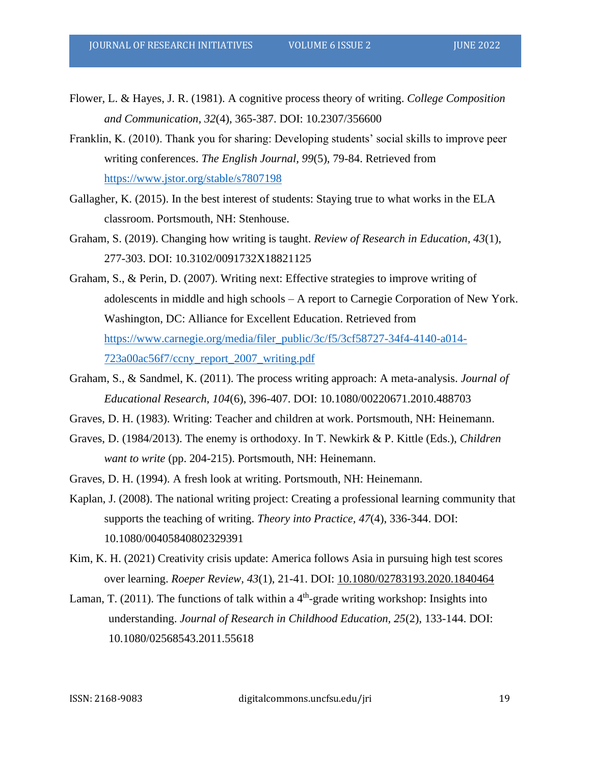Flower, L. & Hayes, J. R. (1981). A cognitive process theory of writing. *College Composition and Communication*, *32*(4), 365-387. DOI: 10.2307/356600

Franklin, K. (2010). Thank you for sharing: Developing students' social skills to improve peer writing conferences. *The English Journal*, *99*(5), 79-84. Retrieved from https://www.jstor.org/stable/s7807198

Gallagher, K. (2015). In the best interest of students: Staying true to what works in the ELA classroom. Portsmouth, NH: Stenhouse.

Graham, S. (2019). Changing how writing is taught. *Review of Research in Education*, *43*(1), 277-303. DOI: 10.3102/0091732X18821125

Graham, S., & Perin, D. (2007). Writing next: Effective strategies to improve writing of adolescents in middle and high schools – A report to Carnegie Corporation of New York. Washington, DC: Alliance for Excellent Education. Retrieved from https://www.carnegie.org/media/filer_public/3c/f5/3cf58727-34f4-4140-a014-723a00ac56f7/ccny_report_2007_writing.pdf

Graham, S., & Sandmel, K. (2011). The process writing approach: A meta-analysis. *Journal of Educational Research*, *104*(6), 396-407. DOI: 10.1080/00220671.2010.488703

Graves, D. H. (1983). Writing: Teacher and children at work. Portsmouth, NH: Heinemann.

Graves, D. (1984/2013). The enemy is orthodoxy. In T. Newkirk & P. Kittle (Eds.), *Children want to write* (pp. 204-215). Portsmouth, NH: Heinemann.

Graves, D. H. (1994). A fresh look at writing. Portsmouth, NH: Heinemann.

Kaplan, J. (2008). The national writing project: Creating a professional learning community that supports the teaching of writing. *Theory into Practice*, *47*(4), 336-344. DOI: 10.1080/00405840802329391

Kim, K. H. (2021) Creativity crisis update: America follows Asia in pursuing high test scores over learning. *Roeper Review*, *43*(1), 21-41. DOI: 10.1080/02783193.2020.1840464

Laman, T. (2011). The functions of talk within a 4th-grade writing workshop: Insights into understanding. *Journal of Research in Childhood Education*, *25*(2), 133-144. DOI: 10.1080/02568543.2011.55618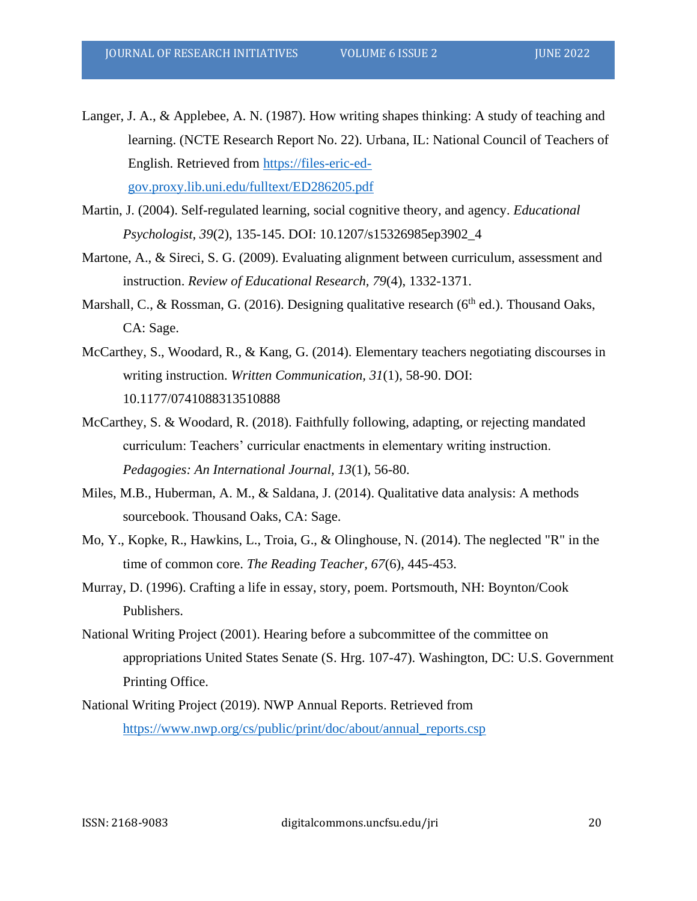Langer, J. A., & Applebee, A. N. (1987). How writing shapes thinking: A study of teaching and learning. (NCTE Research Report No. 22). Urbana, IL: National Council of Teachers of English. Retrieved from https://files-eric-ed-gov.proxy.lib.uni.edu/fulltext/ED286205.pdf

Martin, J. (2004). Self-regulated learning, social cognitive theory, and agency. *Educational Psychologist, 39*(2), 135-145. DOI: 10.1207/s15326985ep3902_4

Martone, A., & Sireci, S. G. (2009). Evaluating alignment between curriculum, assessment and instruction. *Review of Educational Research, 79*(4), 1332-1371.

Marshall, C., & Rossman, G. (2016). Designing qualitative research (6th ed.). Thousand Oaks, CA: Sage.

McCarthey, S., Woodard, R., & Kang, G. (2014). Elementary teachers negotiating discourses in writing instruction. *Written Communication, 31*(1), 58-90. DOI: 10.1177/0741088313510888

McCarthey, S. & Woodard, R. (2018). Faithfully following, adapting, or rejecting mandated curriculum: Teachers' curricular enactments in elementary writing instruction. *Pedagogies: An International Journal, 13*(1), 56-80.

Miles, M.B., Huberman, A. M., & Saldana, J. (2014). Qualitative data analysis: A methods sourcebook. Thousand Oaks, CA: Sage.

Mo, Y., Kopke, R., Hawkins, L., Troia, G., & Olinghouse, N. (2014). The neglected "R" in the time of common core. *The Reading Teacher, 67*(6), 445-453.

Murray, D. (1996). Crafting a life in essay, story, poem. Portsmouth, NH: Boynton/Cook Publishers.

National Writing Project (2001). Hearing before a subcommittee of the committee on appropriations United States Senate (S. Hrg. 107-47). Washington, DC: U.S. Government Printing Office.

National Writing Project (2019). NWP Annual Reports. Retrieved from https://www.nwp.org/cs/public/print/doc/about/annual_reports.csp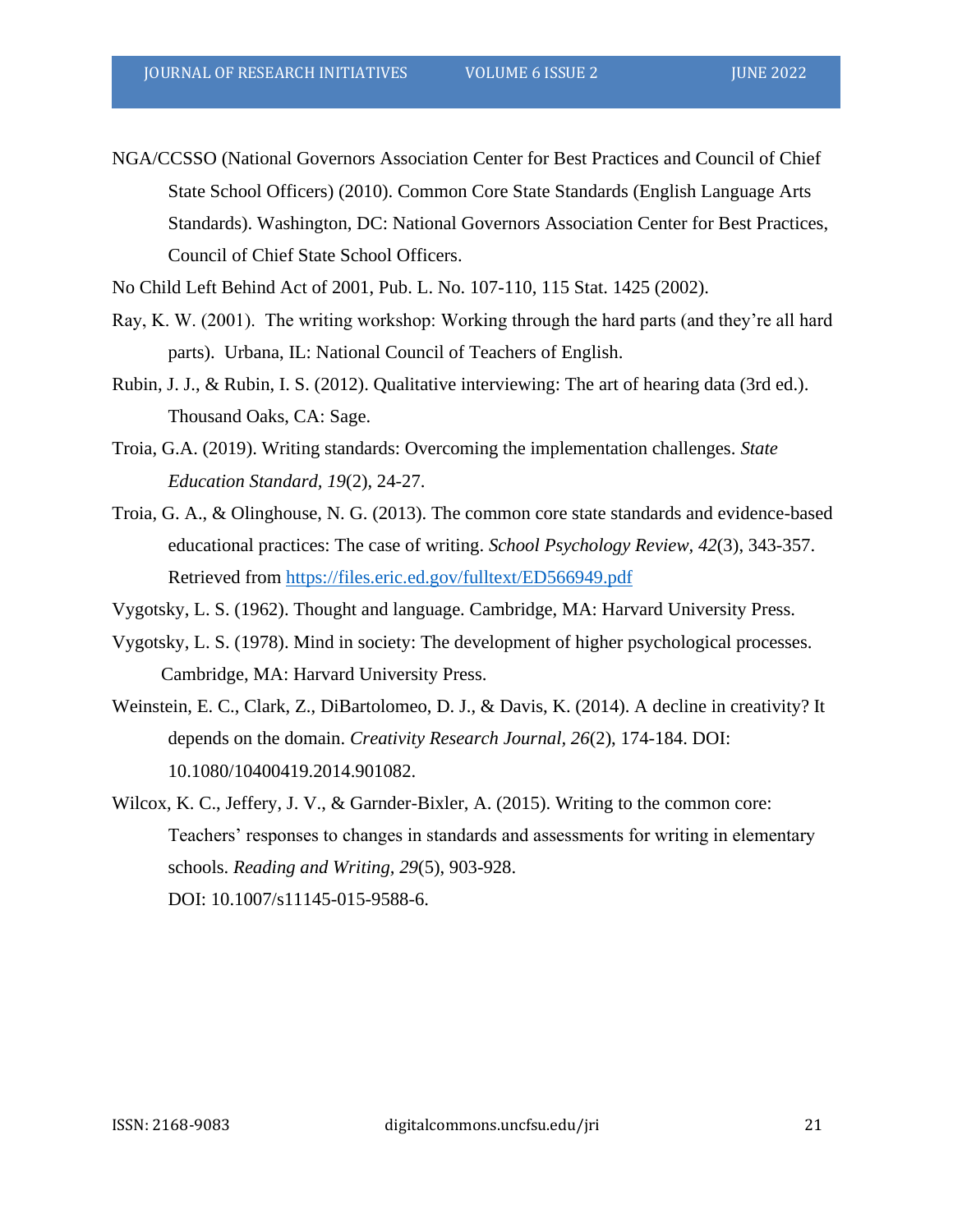NGA/CCSSO (National Governors Association Center for Best Practices and Council of Chief State School Officers) (2010). Common Core State Standards (English Language Arts Standards). Washington, DC: National Governors Association Center for Best Practices, Council of Chief State School Officers.

No Child Left Behind Act of 2001, Pub. L. No. 107-110, 115 Stat. 1425 (2002).

Ray, K. W. (2001). The writing workshop: Working through the hard parts (and they're all hard parts). Urbana, IL: National Council of Teachers of English.

Rubin, J. J., & Rubin, I. S. (2012). Qualitative interviewing: The art of hearing data (3rd ed.). Thousand Oaks, CA: Sage.

Troia, G.A. (2019). Writing standards: Overcoming the implementation challenges. *State Education Standard, 19*(2), 24-27.

Troia, G. A., & Olinghouse, N. G. (2013). The common core state standards and evidence-based educational practices: The case of writing. *School Psychology Review, 42*(3), 343-357. Retrieved from https://files.eric.ed.gov/fulltext/ED566949.pdf

Vygotsky, L. S. (1962). Thought and language. Cambridge, MA: Harvard University Press.

Vygotsky, L. S. (1978). Mind in society: The development of higher psychological processes. Cambridge, MA: Harvard University Press.

Weinstein, E. C., Clark, Z., DiBartolomeo, D. J., & Davis, K. (2014). A decline in creativity? It depends on the domain. *Creativity Research Journal, 26*(2), 174-184. DOI: 10.1080/10400419.2014.901082.

Wilcox, K. C., Jeffery, J. V., & Garnder-Bixler, A. (2015). Writing to the common core: Teachers' responses to changes in standards and assessments for writing in elementary schools. *Reading and Writing, 29*(5), 903-928. DOI: 10.1007/s11145-015-9588-6.